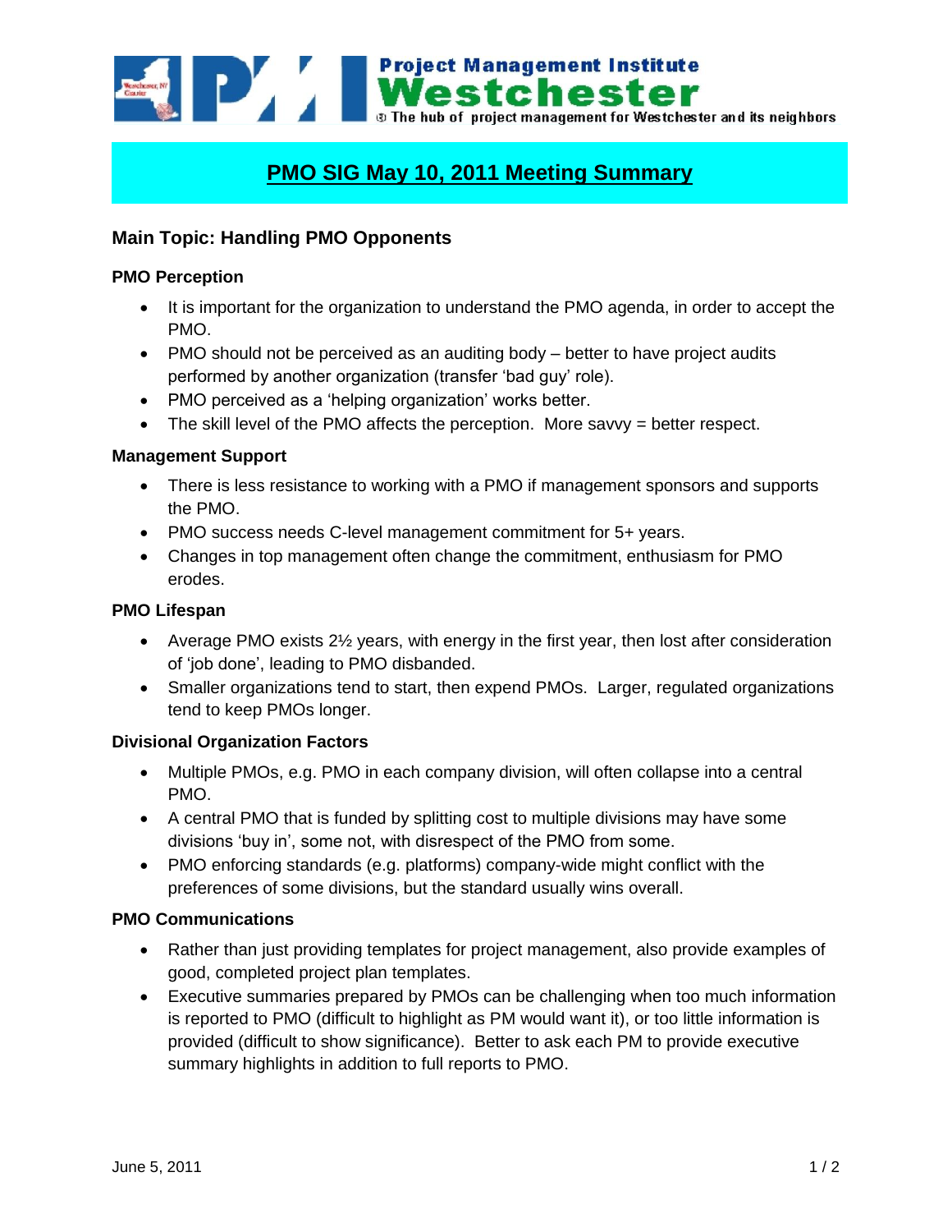Project Management Institute
Westchester
The hub of project management for Westchester and its neighbors

# PMO SIG May 10, 2011 Meeting Summary

## Main Topic: Handling PMO Opponents

### PMO Perception

- It is important for the organization to understand the PMO agenda, in order to accept the PMO.
- PMO should not be perceived as an auditing body – better to have project audits performed by another organization (transfer 'bad guy' role).
- PMO perceived as a 'helping organization' works better.
- The skill level of the PMO affects the perception. More savvy = better respect.

### Management Support

- There is less resistance to working with a PMO if management sponsors and supports the PMO.
- PMO success needs C-level management commitment for 5+ years.
- Changes in top management often change the commitment, enthusiasm for PMO erodes.

### PMO Lifespan

- Average PMO exists 2½ years, with energy in the first year, then lost after consideration of 'job done', leading to PMO disbanded.
- Smaller organizations tend to start, then expend PMOs. Larger, regulated organizations tend to keep PMOs longer.

### Divisional Organization Factors

- Multiple PMOs, e.g. PMO in each company division, will often collapse into a central PMO.
- A central PMO that is funded by splitting cost to multiple divisions may have some divisions 'buy in', some not, with disrespect of the PMO from some.
- PMO enforcing standards (e.g. platforms) company-wide might conflict with the preferences of some divisions, but the standard usually wins overall.

### PMO Communications

- Rather than just providing templates for project management, also provide examples of good, completed project plan templates.
- Executive summaries prepared by PMOs can be challenging when too much information is reported to PMO (difficult to highlight as PM would want it), or too little information is provided (difficult to show significance). Better to ask each PM to provide executive summary highlights in addition to full reports to PMO.

June 5, 2011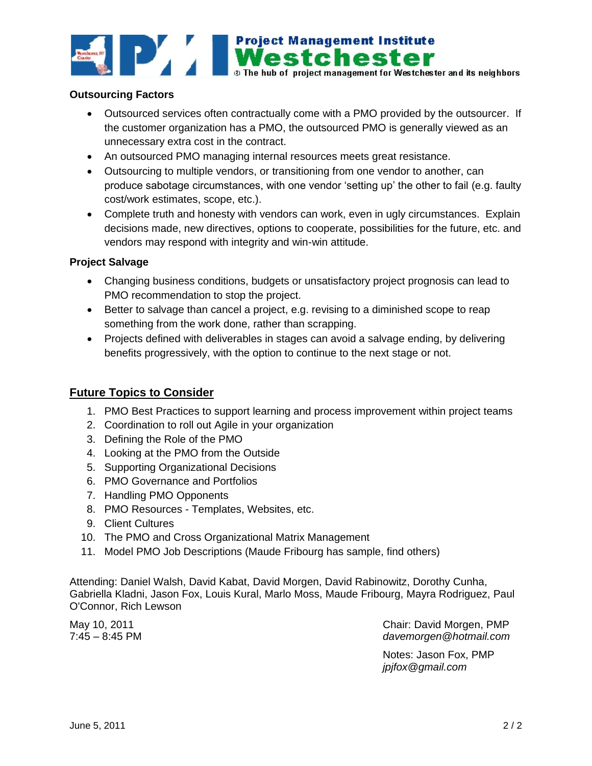### Outsourcing Factors

- Outsourced services often contractually come with a PMO provided by the outsourcer. If the customer organization has a PMO, the outsourced PMO is generally viewed as an unnecessary extra cost in the contract.
- An outsourced PMO managing internal resources meets great resistance.
- Outsourcing to multiple vendors, or transitioning from one vendor to another, can produce sabotage circumstances, with one vendor 'setting up' the other to fail (e.g. faulty cost/work estimates, scope, etc.).
- Complete truth and honesty with vendors can work, even in ugly circumstances. Explain decisions made, new directives, options to cooperate, possibilities for the future, etc. and vendors may respond with integrity and win-win attitude.

### Project Salvage

- Changing business conditions, budgets or unsatisfactory project prognosis can lead to PMO recommendation to stop the project.
- Better to salvage than cancel a project, e.g. revising to a diminished scope to reap something from the work done, rather than scrapping.
- Projects defined with deliverables in stages can avoid a salvage ending, by delivering benefits progressively, with the option to continue to the next stage or not.

## Future Topics to Consider

1. PMO Best Practices to support learning and process improvement within project teams
2. Coordination to roll out Agile in your organization
3. Defining the Role of the PMO
4. Looking at the PMO from the Outside
5. Supporting Organizational Decisions
6. PMO Governance and Portfolios
7. Handling PMO Opponents
8. PMO Resources - Templates, Websites, etc.
9. Client Cultures
10. The PMO and Cross Organizational Matrix Management
11. Model PMO Job Descriptions (Maude Fribourg has sample, find others)

Attending: Daniel Walsh, David Kabat, David Morgen, David Rabinowitz, Dorothy Cunha, Gabriella Kladni, Jason Fox, Louis Kural, Marlo Moss, Maude Fribourg, Mayra Rodriguez, Paul O'Connor, Rich Lewson

May 10, 2011
7:45 – 8:45 PM

Chair: David Morgen, PMP
*davemorgen@hotmail.com*

Notes: Jason Fox, PMP
*jpjfox@gmail.com*